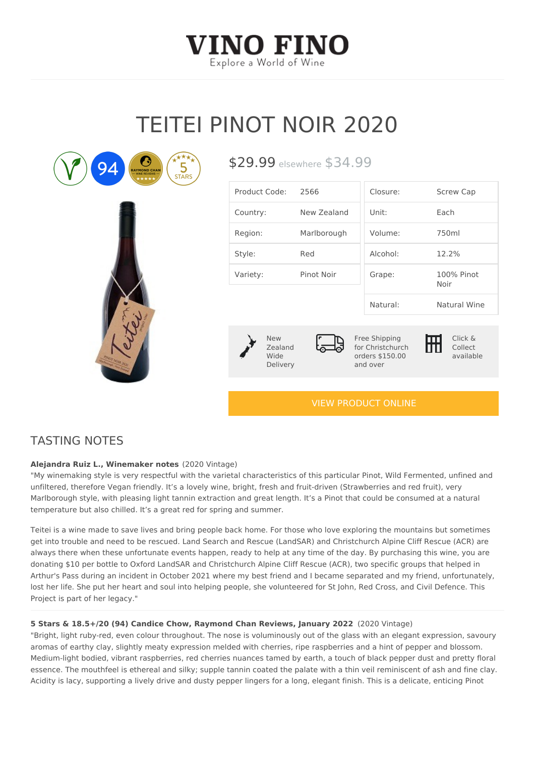# VINO FINO

Explore a World of Wine

# TEITEI PINOT NOIR 2020

94 | RAYMOND CHAN WINE REVIEWS | 5 STARS

$29.99 elsewhere $34.99

| Product Code: | 2566 | Closure: | Screw Cap |
|---|---|---|---|
| Country: | New Zealand | Unit: | Each |
| Region: | Marlborough | Volume: | 750ml |
| Style: | Red | Alcohol: | 12.2% |
| Variety: | Pinot Noir | Grape: | 100% Pinot Noir |
| | | Natural: | Natural Wine |

New Zealand Wide Delivery

Free Shipping for Christchurch orders $150.00 and over

Click & Collect available

VIEW PRODUCT ONLINE

## TASTING NOTES

**Alejandra Ruiz L., Winemaker notes** (2020 Vintage)

"My winemaking style is very respectful with the varietal characteristics of this particular Pinot, Wild Fermented, unfined and unfiltered, therefore Vegan friendly. It's a lovely wine, bright, fresh and fruit-driven (Strawberries and red fruit), very Marlborough style, with pleasing light tannin extraction and great length. It's a Pinot that could be consumed at a natural temperature but also chilled. It's a great red for spring and summer.

Teitei is a wine made to save lives and bring people back home. For those who love exploring the mountains but sometimes get into trouble and need to be rescued. Land Search and Rescue (LandSAR) and Christchurch Alpine Cliff Rescue (ACR) are always there when these unfortunate events happen, ready to help at any time of the day. By purchasing this wine, you are donating $10 per bottle to Oxford LandSAR and Christchurch Alpine Cliff Rescue (ACR), two specific groups that helped in Arthur's Pass during an incident in October 2021 where my best friend and I became separated and my friend, unfortunately, lost her life. She put her heart and soul into helping people, she volunteered for St John, Red Cross, and Civil Defence. This Project is part of her legacy."

**5 Stars & 18.5+/20 (94) Candice Chow, Raymond Chan Reviews, January 2022** (2020 Vintage)

"Bright, light ruby-red, even colour throughout. The nose is voluminously out of the glass with an elegant expression, savoury aromas of earthy clay, slightly meaty expression melded with cherries, ripe raspberries and a hint of pepper and blossom. Medium-light bodied, vibrant raspberries, red cherries nuances tamed by earth, a touch of black pepper dust and pretty floral essence. The mouthfeel is ethereal and silky; supple tannin coated the palate with a thin veil reminiscent of ash and fine clay. Acidity is lacy, supporting a lively drive and dusty pepper lingers for a long, elegant finish. This is a delicate, enticing Pinot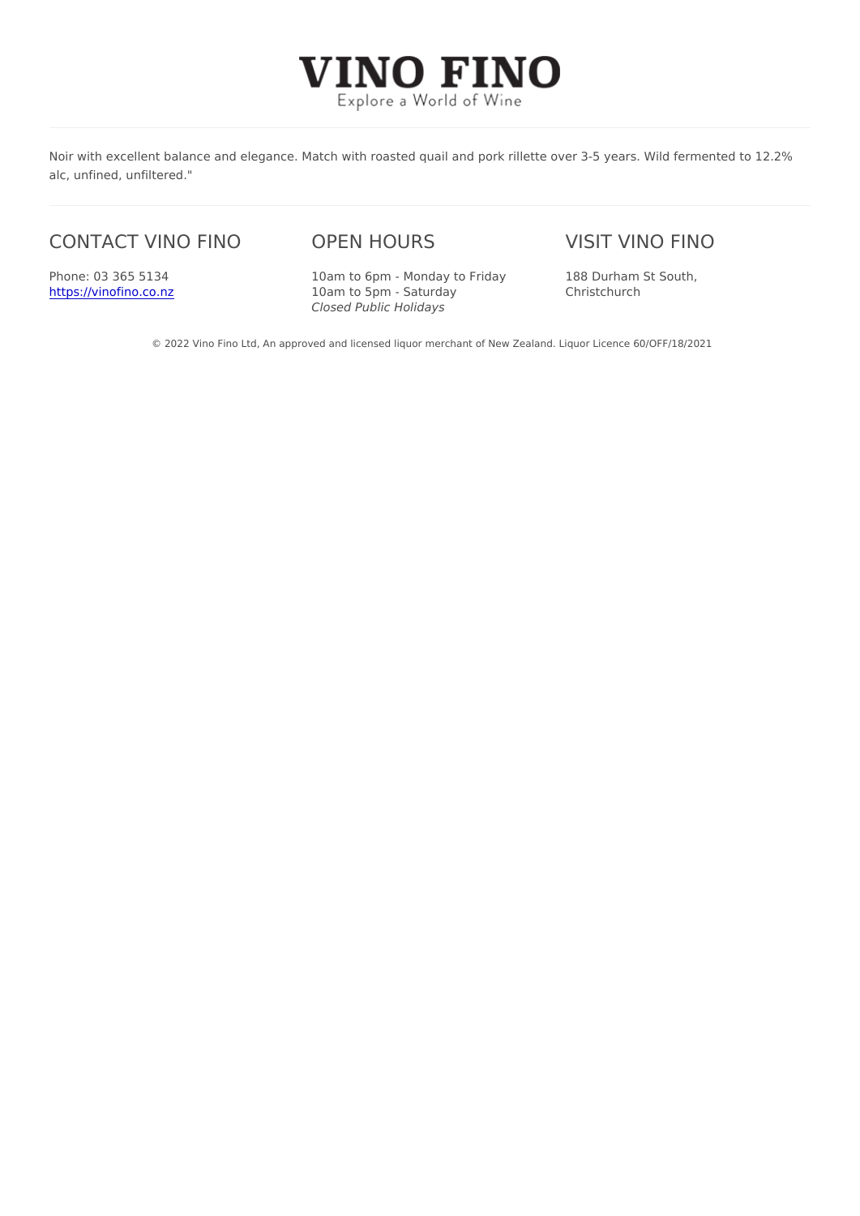# VINO FINO

Explore a World of Wine

Noir with excellent balance and elegance. Match with roasted quail and pork rillette over 3-5 years. Wild fermented to 12.2% alc, unfined, unfiltered."

## CONTACT VINO FINO

Phone: 03 365 5134
https://vinofino.co.nz

## OPEN HOURS

10am to 6pm - Monday to Friday
10am to 5pm - Saturday
*Closed Public Holidays*

## VISIT VINO FINO

188 Durham St South,
Christchurch

© 2022 Vino Fino Ltd, An approved and licensed liquor merchant of New Zealand. Liquor Licence 60/OFF/18/2021